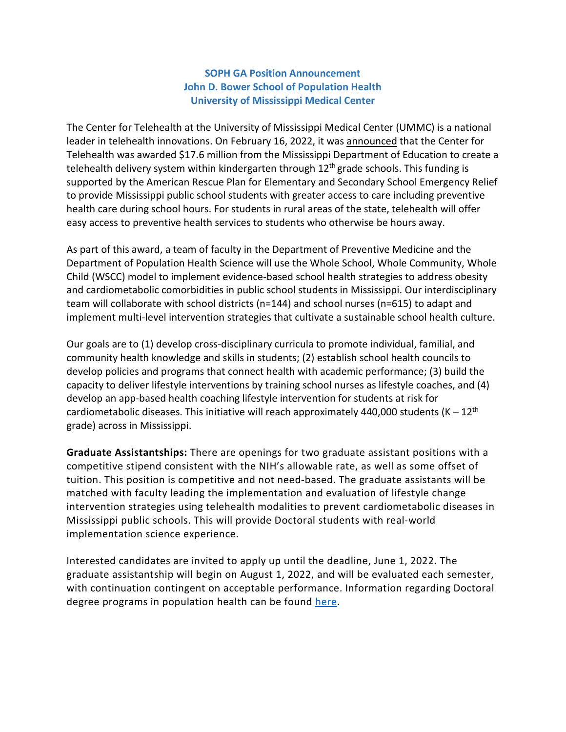**SOPH GA Position Announcement**
**John D. Bower School of Population Health**
**University of Mississippi Medical Center**

The Center for Telehealth at the University of Mississippi Medical Center (UMMC) is a national leader in telehealth innovations. On February 16, 2022, it was announced that the Center for Telehealth was awarded $17.6 million from the Mississippi Department of Education to create a telehealth delivery system within kindergarten through 12th grade schools. This funding is supported by the American Rescue Plan for Elementary and Secondary School Emergency Relief to provide Mississippi public school students with greater access to care including preventive health care during school hours. For students in rural areas of the state, telehealth will offer easy access to preventive health services to students who otherwise be hours away.

As part of this award, a team of faculty in the Department of Preventive Medicine and the Department of Population Health Science will use the Whole School, Whole Community, Whole Child (WSCC) model to implement evidence-based school health strategies to address obesity and cardiometabolic comorbidities in public school students in Mississippi. Our interdisciplinary team will collaborate with school districts (n=144) and school nurses (n=615) to adapt and implement multi-level intervention strategies that cultivate a sustainable school health culture.

Our goals are to (1) develop cross-disciplinary curricula to promote individual, familial, and community health knowledge and skills in students; (2) establish school health councils to develop policies and programs that connect health with academic performance; (3) build the capacity to deliver lifestyle interventions by training school nurses as lifestyle coaches, and (4) develop an app-based health coaching lifestyle intervention for students at risk for cardiometabolic diseases. This initiative will reach approximately 440,000 students (K – 12th grade) across in Mississippi.

**Graduate Assistantships:** There are openings for two graduate assistant positions with a competitive stipend consistent with the NIH's allowable rate, as well as some offset of tuition. This position is competitive and not need-based. The graduate assistants will be matched with faculty leading the implementation and evaluation of lifestyle change intervention strategies using telehealth modalities to prevent cardiometabolic diseases in Mississippi public schools. This will provide Doctoral students with real-world implementation science experience.

Interested candidates are invited to apply up until the deadline, June 1, 2022. The graduate assistantship will begin on August 1, 2022, and will be evaluated each semester, with continuation contingent on acceptable performance. Information regarding Doctoral degree programs in population health can be found here.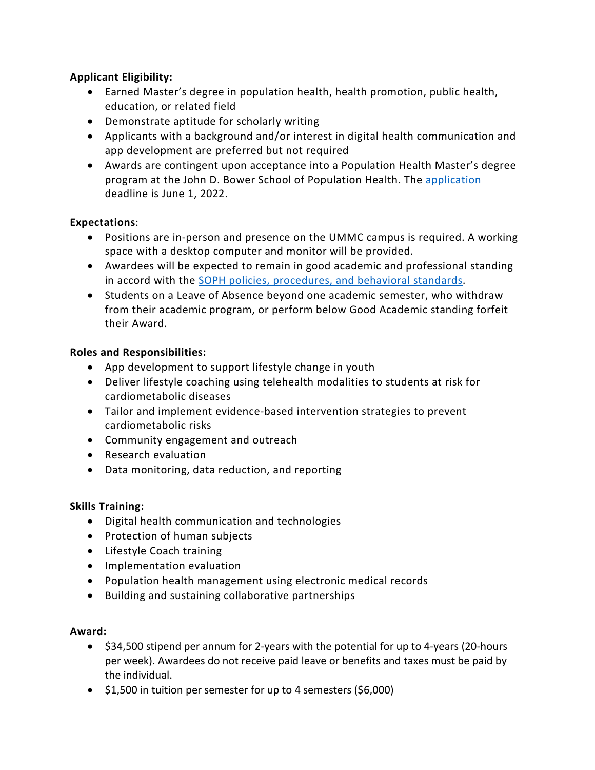**Applicant Eligibility:**

- Earned Master's degree in population health, health promotion, public health, education, or related field
- Demonstrate aptitude for scholarly writing
- Applicants with a background and/or interest in digital health communication and app development are preferred but not required
- Awards are contingent upon acceptance into a Population Health Master's degree program at the John D. Bower School of Population Health. The application deadline is June 1, 2022.

**Expectations**:

- Positions are in-person and presence on the UMMC campus is required. A working space with a desktop computer and monitor will be provided.
- Awardees will be expected to remain in good academic and professional standing in accord with the SOPH policies, procedures, and behavioral standards.
- Students on a Leave of Absence beyond one academic semester, who withdraw from their academic program, or perform below Good Academic standing forfeit their Award.

**Roles and Responsibilities:**

- App development to support lifestyle change in youth
- Deliver lifestyle coaching using telehealth modalities to students at risk for cardiometabolic diseases
- Tailor and implement evidence-based intervention strategies to prevent cardiometabolic risks
- Community engagement and outreach
- Research evaluation
- Data monitoring, data reduction, and reporting

**Skills Training:**

- Digital health communication and technologies
- Protection of human subjects
- Lifestyle Coach training
- Implementation evaluation
- Population health management using electronic medical records
- Building and sustaining collaborative partnerships

**Award:**

- $34,500 stipend per annum for 2-years with the potential for up to 4-years (20-hours per week). Awardees do not receive paid leave or benefits and taxes must be paid by the individual.
- $1,500 in tuition per semester for up to 4 semesters ($6,000)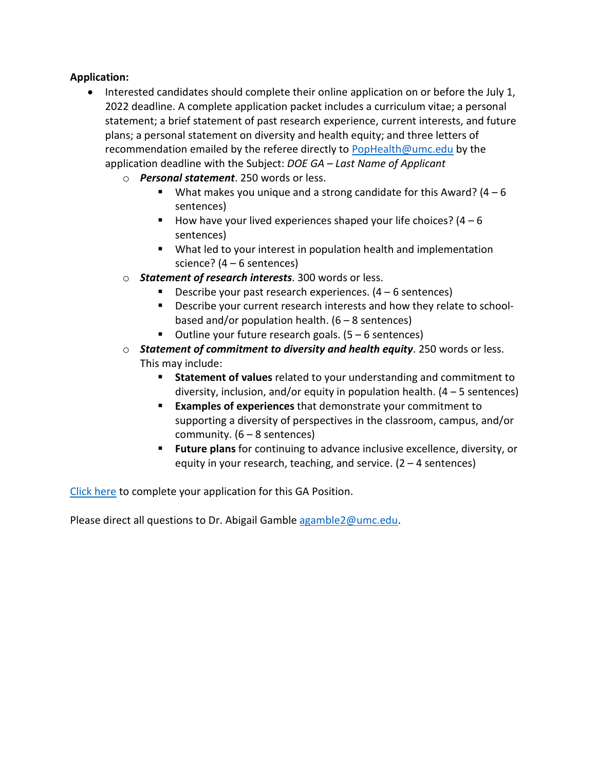**Application:**

- Interested candidates should complete their online application on or before the July 1, 2022 deadline. A complete application packet includes a curriculum vitae; a personal statement; a brief statement of past research experience, current interests, and future plans; a personal statement on diversity and health equity; and three letters of recommendation emailed by the referee directly to [PopHealth@umc.edu](mailto:PopHealth@umc.edu) by the application deadline with the Subject: *DOE GA – Last Name of Applicant*
  - ***Personal statement***. 250 words or less.
    - What makes you unique and a strong candidate for this Award? (4 – 6 sentences)
    - How have your lived experiences shaped your life choices? (4 – 6 sentences)
    - What led to your interest in population health and implementation science? (4 – 6 sentences)
  - ***Statement of research interests***. 300 words or less.
    - Describe your past research experiences. (4 – 6 sentences)
    - Describe your current research interests and how they relate to school-based and/or population health. (6 – 8 sentences)
    - Outline your future research goals. (5 – 6 sentences)
  - ***Statement of commitment to diversity and health equity***. 250 words or less. This may include:
    - **Statement of values** related to your understanding and commitment to diversity, inclusion, and/or equity in population health. (4 – 5 sentences)
    - **Examples of experiences** that demonstrate your commitment to supporting a diversity of perspectives in the classroom, campus, and/or community. (6 – 8 sentences)
    - **Future plans** for continuing to advance inclusive excellence, diversity, or equity in your research, teaching, and service. (2 – 4 sentences)

Click here to complete your application for this GA Position.

Please direct all questions to Dr. Abigail Gamble [agamble2@umc.edu](mailto:agamble2@umc.edu).